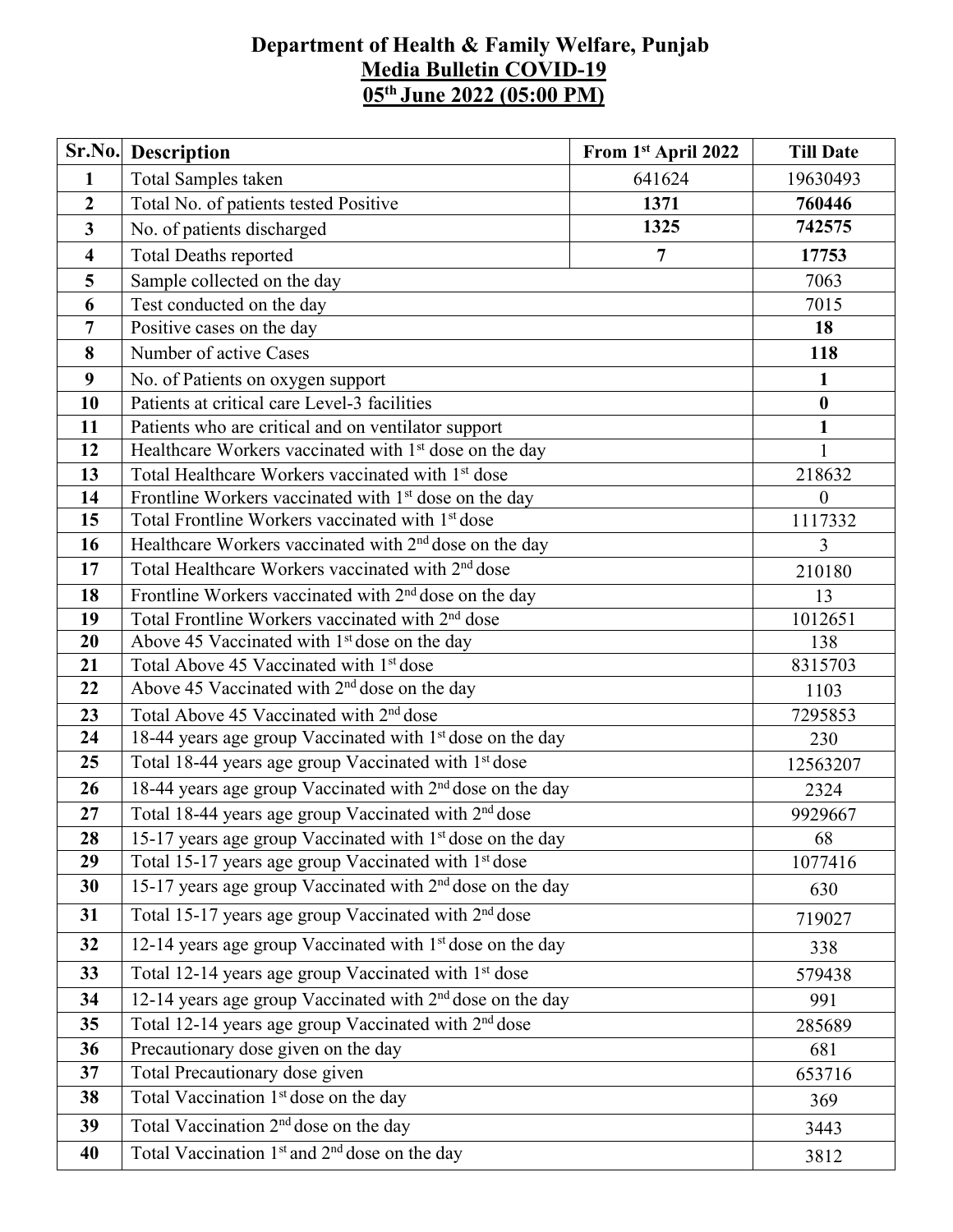# Department of Health & Family Welfare, Punjab

## Media Bulletin COVID-19

## 05th June 2022 (05:00 PM)

| Sr.No. | Description | From 1st April 2022 | Till Date |
|---|---|---|---|
| 1 | Total Samples taken | 641624 | 19630493 |
| 2 | Total No. of patients tested Positive | **1371** | **760446** |
| 3 | No. of patients discharged | **1325** | **742575** |
| 4 | Total Deaths reported | **7** | **17753** |
| 5 | Sample collected on the day | | 7063 |
| 6 | Test conducted on the day | | 7015 |
| 7 | Positive cases on the day | | **18** |
| 8 | Number of active Cases | | **118** |
| 9 | No. of Patients on oxygen support | | **1** |
| 10 | Patients at critical care Level-3 facilities | | **0** |
| 11 | Patients who are critical and on ventilator support | | **1** |
| 12 | Healthcare Workers vaccinated with 1st dose on the day | | 1 |
| 13 | Total Healthcare Workers vaccinated with 1st dose | | 218632 |
| 14 | Frontline Workers vaccinated with 1st dose on the day | | 0 |
| 15 | Total Frontline Workers vaccinated with 1st dose | | 1117332 |
| 16 | Healthcare Workers vaccinated with 2nd dose on the day | | 3 |
| 17 | Total Healthcare Workers vaccinated with 2nd dose | | 210180 |
| 18 | Frontline Workers vaccinated with 2nd dose on the day | | 13 |
| 19 | Total Frontline Workers vaccinated with 2nd dose | | 1012651 |
| 20 | Above 45 Vaccinated with 1st dose on the day | | 138 |
| 21 | Total Above 45 Vaccinated with 1st dose | | 8315703 |
| 22 | Above 45 Vaccinated with 2nd dose on the day | | 1103 |
| 23 | Total Above 45 Vaccinated with 2nd dose | | 7295853 |
| 24 | 18-44 years age group Vaccinated with 1st dose on the day | | 230 |
| 25 | Total 18-44 years age group Vaccinated with 1st dose | | 12563207 |
| 26 | 18-44 years age group Vaccinated with 2nd dose on the day | | 2324 |
| 27 | Total 18-44 years age group Vaccinated with 2nd dose | | 9929667 |
| 28 | 15-17 years age group Vaccinated with 1st dose on the day | | 68 |
| 29 | Total 15-17 years age group Vaccinated with 1st dose | | 1077416 |
| 30 | 15-17 years age group Vaccinated with 2nd dose on the day | | 630 |
| 31 | Total 15-17 years age group Vaccinated with 2nd dose | | 719027 |
| 32 | 12-14 years age group Vaccinated with 1st dose on the day | | 338 |
| 33 | Total 12-14 years age group Vaccinated with 1st dose | | 579438 |
| 34 | 12-14 years age group Vaccinated with 2nd dose on the day | | 991 |
| 35 | Total 12-14 years age group Vaccinated with 2nd dose | | 285689 |
| 36 | Precautionary dose given on the day | | 681 |
| 37 | Total Precautionary dose given | | 653716 |
| 38 | Total Vaccination 1st dose on the day | | 369 |
| 39 | Total Vaccination 2nd dose on the day | | 3443 |
| 40 | Total Vaccination 1st and 2nd dose on the day | | 3812 |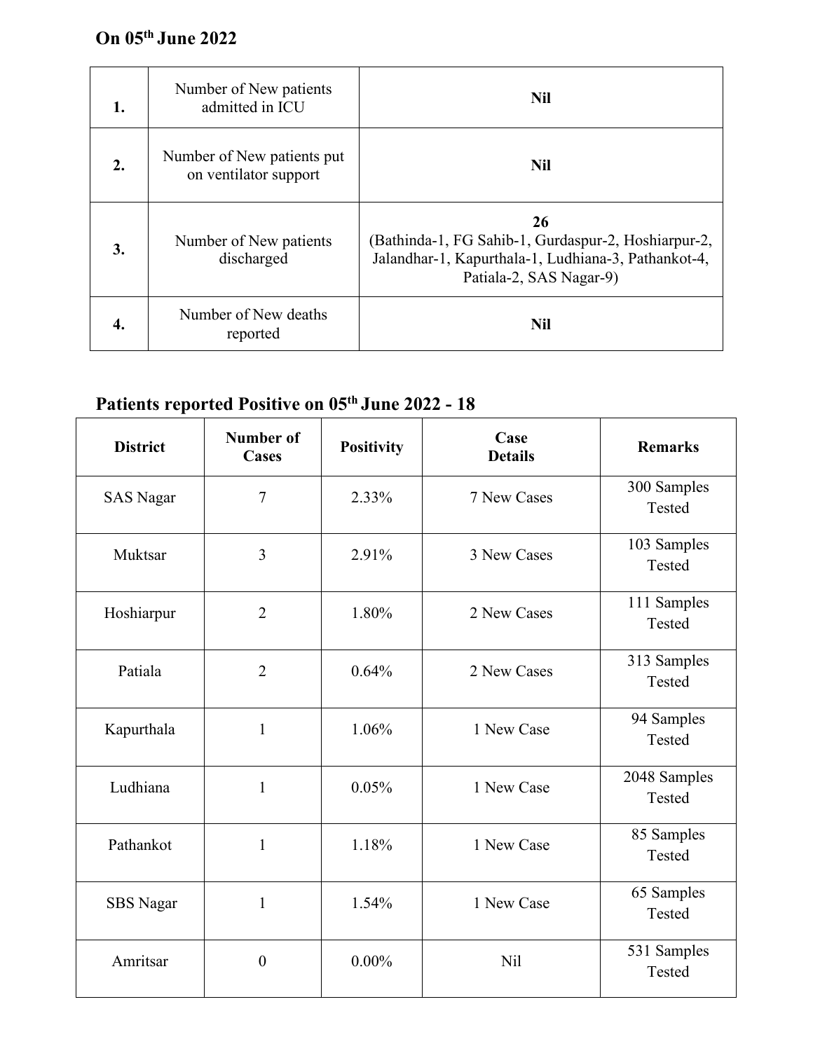**On 05th June 2022**

| | | |
|---|---|---|
| **1.** | Number of New patients admitted in ICU | **Nil** |
| **2.** | Number of New patients put on ventilator support | **Nil** |
| **3.** | Number of New patients discharged | **26** (Bathinda-1, FG Sahib-1, Gurdaspur-2, Hoshiarpur-2, Jalandhar-1, Kapurthala-1, Ludhiana-3, Pathankot-4, Patiala-2, SAS Nagar-9) |
| **4.** | Number of New deaths reported | **Nil** |

**Patients reported Positive on 05th June 2022 - 18**

| District | Number of Cases | Positivity | Case Details | Remarks |
|---|---|---|---|---|
| SAS Nagar | 7 | 2.33% | 7 New Cases | 300 Samples Tested |
| Muktsar | 3 | 2.91% | 3 New Cases | 103 Samples Tested |
| Hoshiarpur | 2 | 1.80% | 2 New Cases | 111 Samples Tested |
| Patiala | 2 | 0.64% | 2 New Cases | 313 Samples Tested |
| Kapurthala | 1 | 1.06% | 1 New Case | 94 Samples Tested |
| Ludhiana | 1 | 0.05% | 1 New Case | 2048 Samples Tested |
| Pathankot | 1 | 1.18% | 1 New Case | 85 Samples Tested |
| SBS Nagar | 1 | 1.54% | 1 New Case | 65 Samples Tested |
| Amritsar | 0 | 0.00% | Nil | 531 Samples Tested |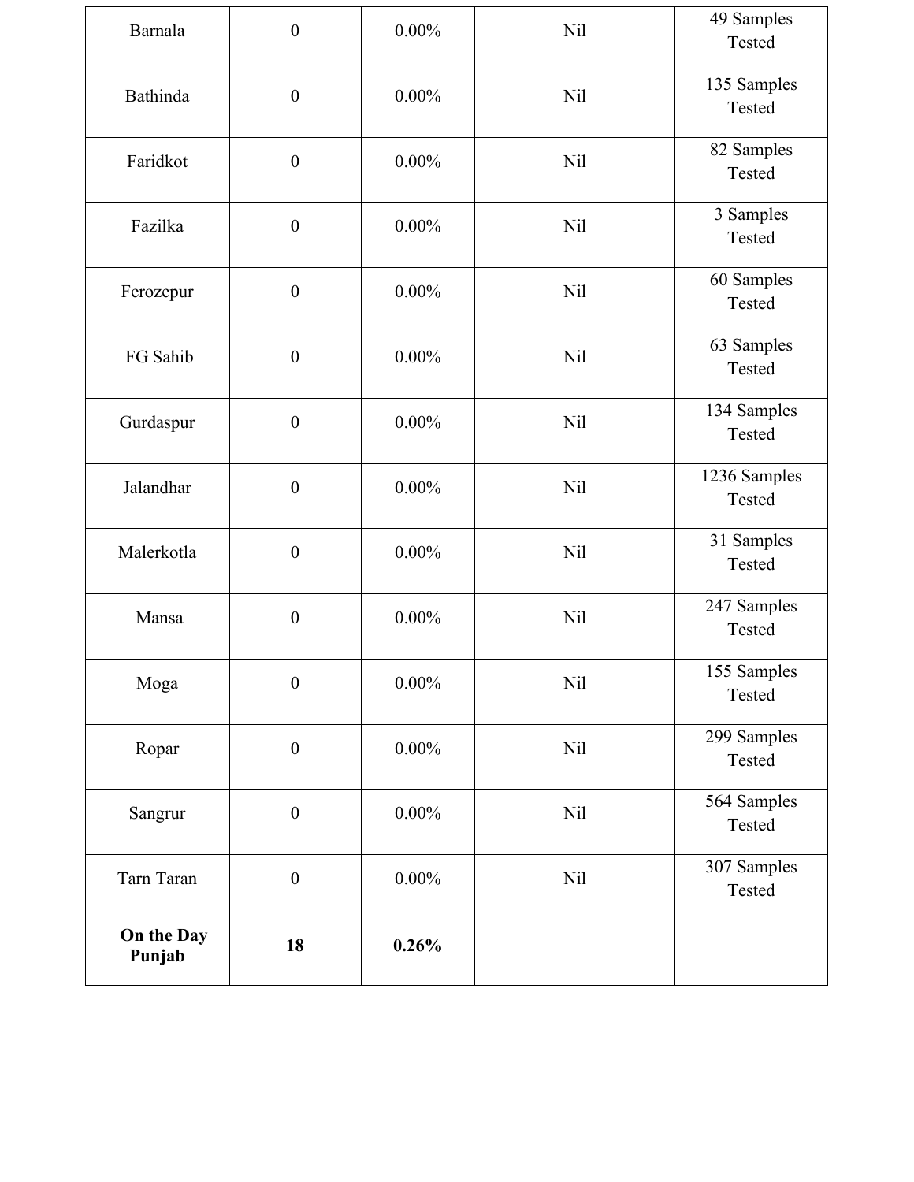| | | | | |
|---|---|---|---|---|
| Barnala | 0 | 0.00% | Nil | 49 Samples Tested |
| Bathinda | 0 | 0.00% | Nil | 135 Samples Tested |
| Faridkot | 0 | 0.00% | Nil | 82 Samples Tested |
| Fazilka | 0 | 0.00% | Nil | 3 Samples Tested |
| Ferozepur | 0 | 0.00% | Nil | 60 Samples Tested |
| FG Sahib | 0 | 0.00% | Nil | 63 Samples Tested |
| Gurdaspur | 0 | 0.00% | Nil | 134 Samples Tested |
| Jalandhar | 0 | 0.00% | Nil | 1236 Samples Tested |
| Malerkotla | 0 | 0.00% | Nil | 31 Samples Tested |
| Mansa | 0 | 0.00% | Nil | 247 Samples Tested |
| Moga | 0 | 0.00% | Nil | 155 Samples Tested |
| Ropar | 0 | 0.00% | Nil | 299 Samples Tested |
| Sangrur | 0 | 0.00% | Nil | 564 Samples Tested |
| Tarn Taran | 0 | 0.00% | Nil | 307 Samples Tested |
| **On the Day Punjab** | **18** | **0.26%** | | |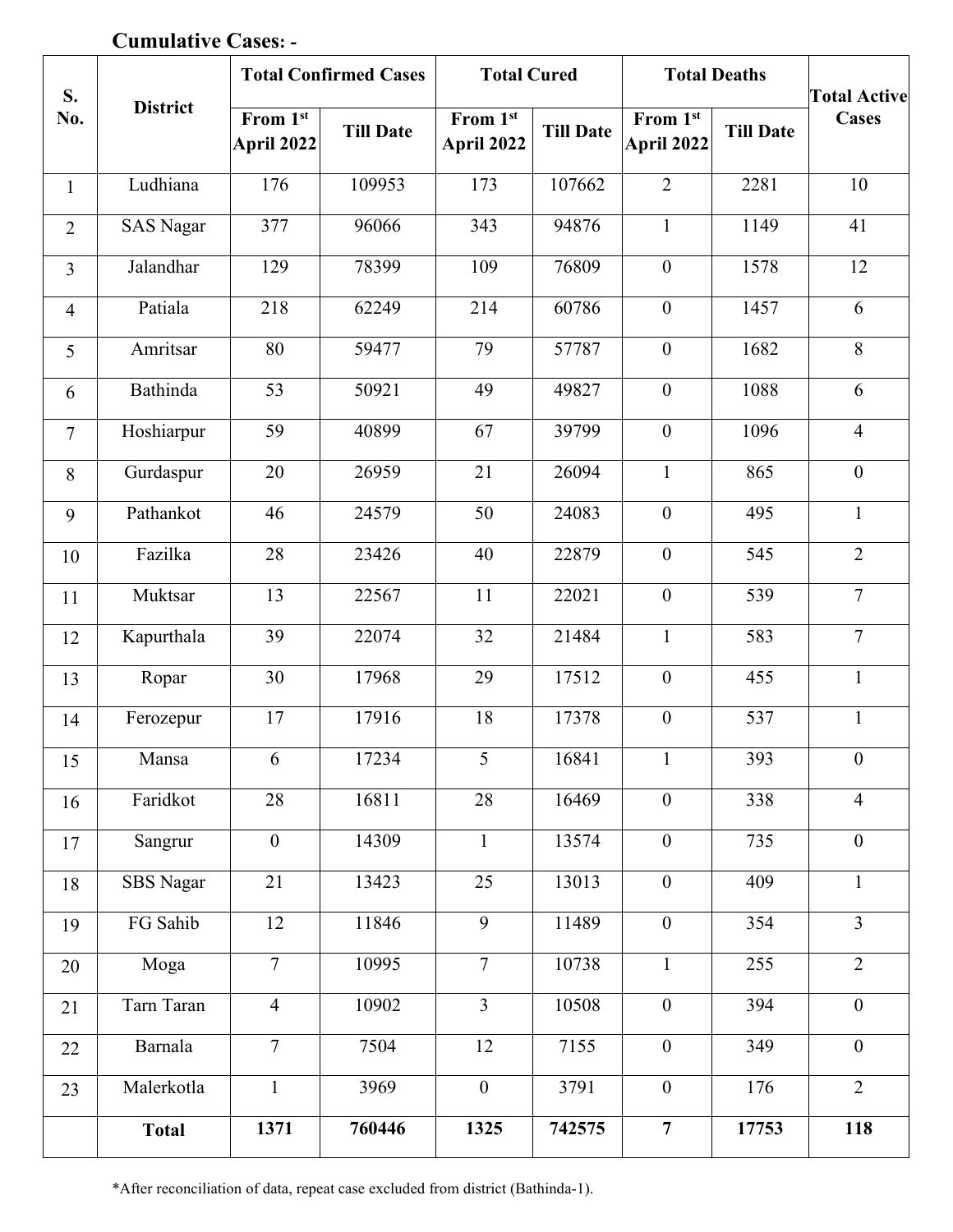**Cumulative Cases: -**

| S. No. | District | Total Confirmed Cases | | Total Cured | | Total Deaths | | Total Active Cases |
|---|---|---|---|---|---|---|---|---|
| | | From 1st April 2022 | Till Date | From 1st April 2022 | Till Date | From 1st April 2022 | Till Date | |
| 1 | Ludhiana | 176 | 109953 | 173 | 107662 | 2 | 2281 | 10 |
| 2 | SAS Nagar | 377 | 96066 | 343 | 94876 | 1 | 1149 | 41 |
| 3 | Jalandhar | 129 | 78399 | 109 | 76809 | 0 | 1578 | 12 |
| 4 | Patiala | 218 | 62249 | 214 | 60786 | 0 | 1457 | 6 |
| 5 | Amritsar | 80 | 59477 | 79 | 57787 | 0 | 1682 | 8 |
| 6 | Bathinda | 53 | 50921 | 49 | 49827 | 0 | 1088 | 6 |
| 7 | Hoshiarpur | 59 | 40899 | 67 | 39799 | 0 | 1096 | 4 |
| 8 | Gurdaspur | 20 | 26959 | 21 | 26094 | 1 | 865 | 0 |
| 9 | Pathankot | 46 | 24579 | 50 | 24083 | 0 | 495 | 1 |
| 10 | Fazilka | 28 | 23426 | 40 | 22879 | 0 | 545 | 2 |
| 11 | Muktsar | 13 | 22567 | 11 | 22021 | 0 | 539 | 7 |
| 12 | Kapurthala | 39 | 22074 | 32 | 21484 | 1 | 583 | 7 |
| 13 | Ropar | 30 | 17968 | 29 | 17512 | 0 | 455 | 1 |
| 14 | Ferozepur | 17 | 17916 | 18 | 17378 | 0 | 537 | 1 |
| 15 | Mansa | 6 | 17234 | 5 | 16841 | 1 | 393 | 0 |
| 16 | Faridkot | 28 | 16811 | 28 | 16469 | 0 | 338 | 4 |
| 17 | Sangrur | 0 | 14309 | 1 | 13574 | 0 | 735 | 0 |
| 18 | SBS Nagar | 21 | 13423 | 25 | 13013 | 0 | 409 | 1 |
| 19 | FG Sahib | 12 | 11846 | 9 | 11489 | 0 | 354 | 3 |
| 20 | Moga | 7 | 10995 | 7 | 10738 | 1 | 255 | 2 |
| 21 | Tarn Taran | 4 | 10902 | 3 | 10508 | 0 | 394 | 0 |
| 22 | Barnala | 7 | 7504 | 12 | 7155 | 0 | 349 | 0 |
| 23 | Malerkotla | 1 | 3969 | 0 | 3791 | 0 | 176 | 2 |
| | **Total** | **1371** | **760446** | **1325** | **742575** | **7** | **17753** | **118** |

*After reconciliation of data, repeat case excluded from district (Bathinda-1).